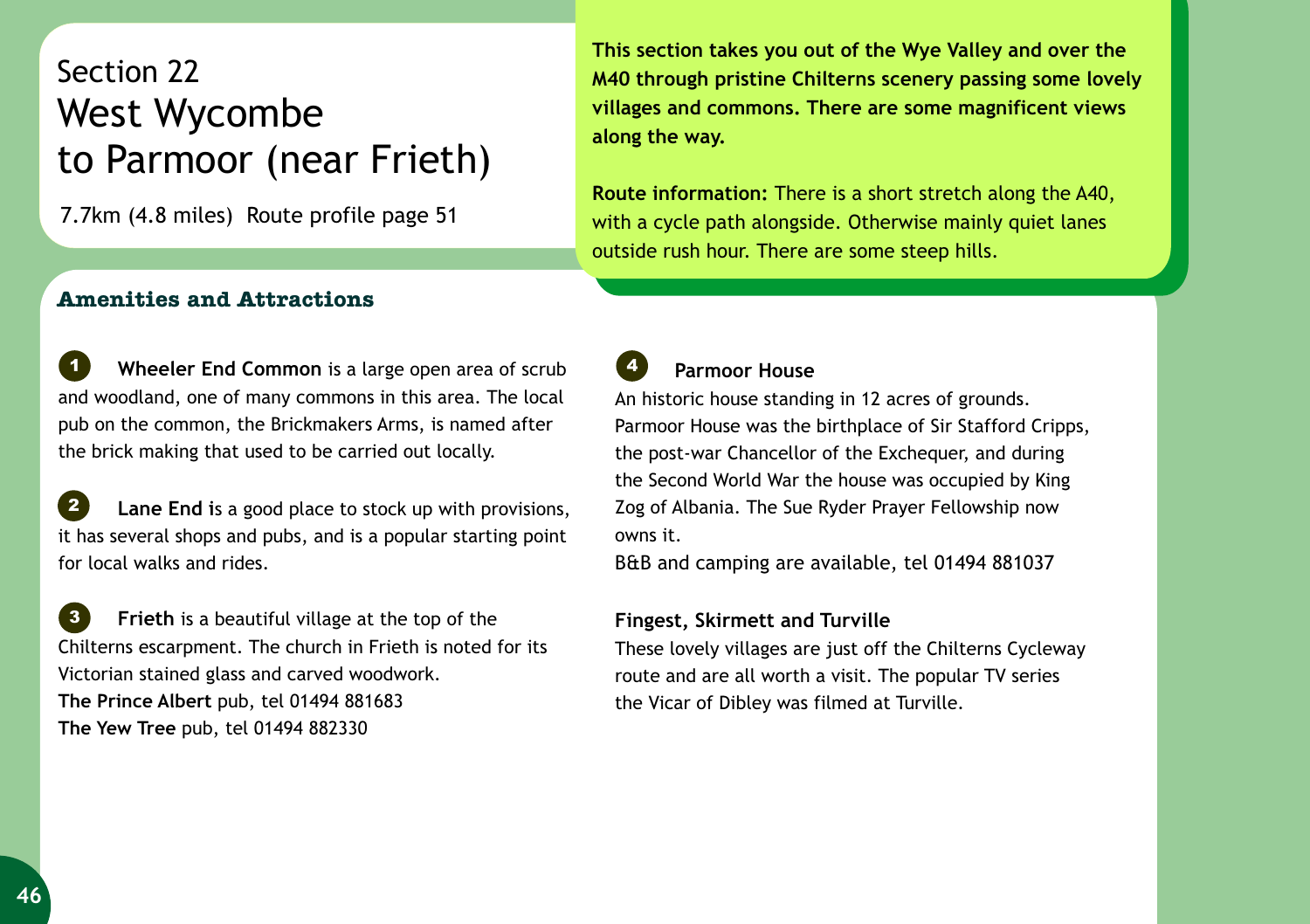# Section 22
# West Wycombe to Parmoor (near Frieth)

7.7km (4.8 miles) Route profile page 51

**This section takes you out of the Wye Valley and over the M40 through pristine Chilterns scenery passing some lovely villages and commons. There are some magnificent views along the way.**

**Route information:** There is a short stretch along the A40, with a cycle path alongside. Otherwise mainly quiet lanes outside rush hour. There are some steep hills.

## Amenities and Attractions

**1** **Wheeler End Common** is a large open area of scrub and woodland, one of many commons in this area. The local pub on the common, the Brickmakers Arms, is named after the brick making that used to be carried out locally.

**2** **Lane End i**s a good place to stock up with provisions, it has several shops and pubs, and is a popular starting point for local walks and rides.

**3** **Frieth** is a beautiful village at the top of the Chilterns escarpment. The church in Frieth is noted for its Victorian stained glass and carved woodwork.
**The Prince Albert** pub, tel 01494 881683
**The Yew Tree** pub, tel 01494 882330

**4** **Parmoor House**
An historic house standing in 12 acres of grounds. Parmoor House was the birthplace of Sir Stafford Cripps, the post-war Chancellor of the Exchequer, and during the Second World War the house was occupied by King Zog of Albania. The Sue Ryder Prayer Fellowship now owns it.
B&B and camping are available, tel 01494 881037

**Fingest, Skirmett and Turville**
These lovely villages are just off the Chilterns Cycleway route and are all worth a visit. The popular TV series the Vicar of Dibley was filmed at Turville.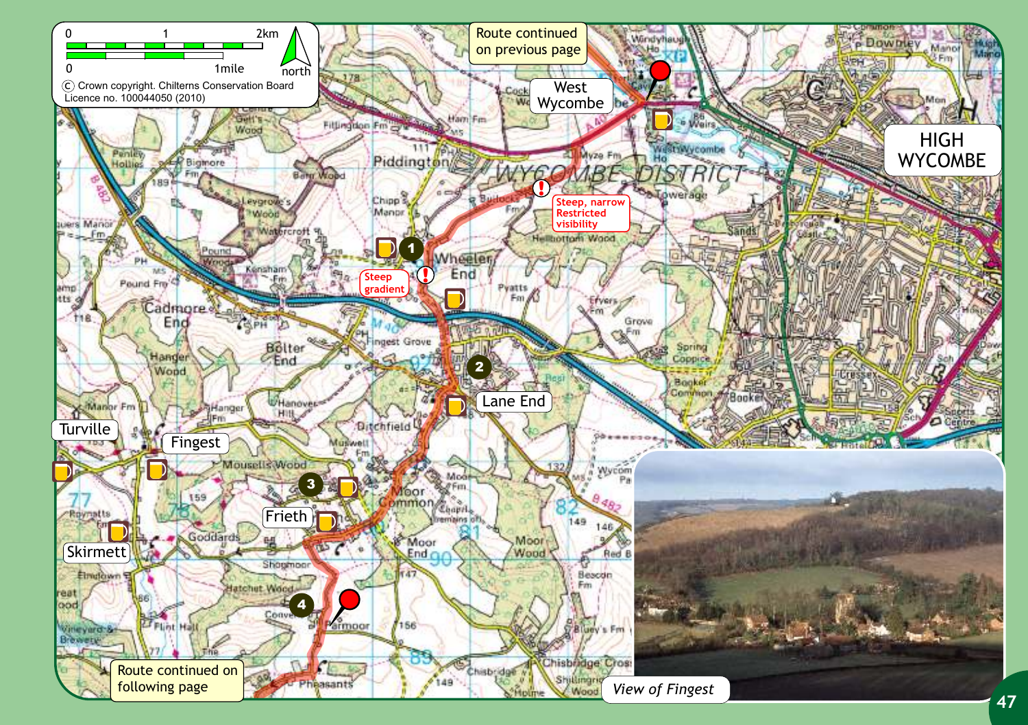0 1 2km

0 1mile

north

© Crown copyright. Chilterns Conservation Board Licence no. 100044050 (2010)

Route continued on previous page

West Wycombe

HIGH WYCOMBE

Steep, narrow Restricted visibility

Steep gradient

1

2

3

4

Lane End

Turville

Fingest

Frieth

Skirmett

Route continued on following page

*View of Fingest*